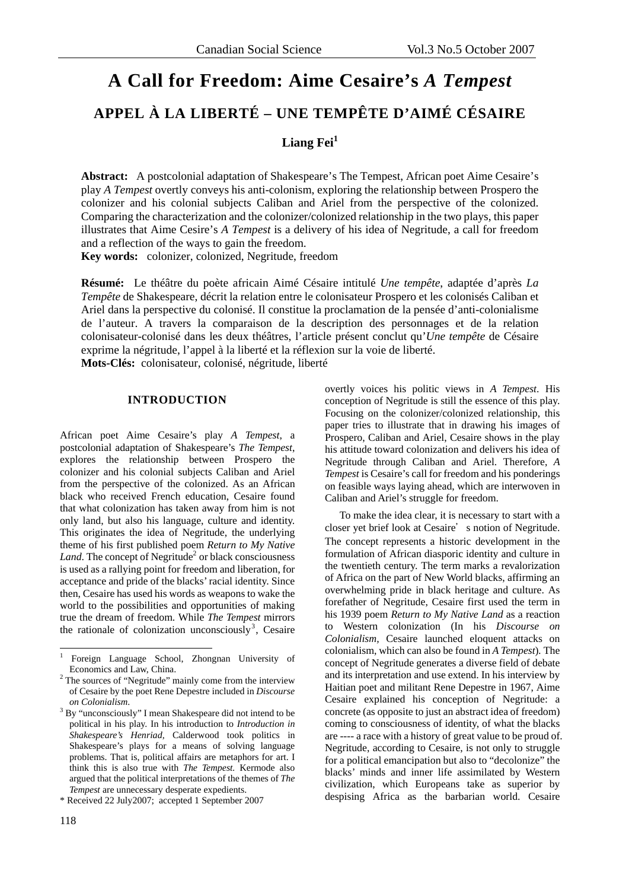# A Call for Freedom: Aime Cesaire's *A Tempest*

## APPEL À LA LIBERTÉ – UNE TEMPÊTE D'AIMÉ CÉSAIRE

**Liang Fei**[1]

**Abstract:** A postcolonial adaptation of Shakespeare's The Tempest, African poet Aime Cesaire's play *A Tempest* overtly conveys his anti-colonism, exploring the relationship between Prospero the colonizer and his colonial subjects Caliban and Ariel from the perspective of the colonized. Comparing the characterization and the colonizer/colonized relationship in the two plays, this paper illustrates that Aime Cesire's *A Tempest* is a delivery of his idea of Negritude, a call for freedom and a reflection of the ways to gain the freedom.

**Key words:** colonizer, colonized, Negritude, freedom

**Résumé:** Le théâtre du poète africain Aimé Césaire intitulé *Une tempête*, adaptée d'après *La Tempête* de Shakespeare, décrit la relation entre le colonisateur Prospero et les colonisés Caliban et Ariel dans la perspective du colonisé. Il constitue la proclamation de la pensée d'anti-colonialisme de l'auteur. A travers la comparaison de la description des personnages et de la relation colonisateur-colonisé dans les deux théâtres, l'article présent conclut qu'*Une tempête* de Césaire exprime la négritude, l'appel à la liberté et la réflexion sur la voie de liberté.

**Mots-Clés:** colonisateur, colonisé, négritude, liberté

### INTRODUCTION

African poet Aime Cesaire's play *A Tempest*, a postcolonial adaptation of Shakespeare's *The Tempest*, explores the relationship between Prospero the colonizer and his colonial subjects Caliban and Ariel from the perspective of the colonized. As an African black who received French education, Cesaire found that what colonization has taken away from him is not only land, but also his language, culture and identity. This originates the idea of Negritude, the underlying theme of his first published poem *Return to My Native Land*. The concept of Negritude[2] or black consciousness is used as a rallying point for freedom and liberation, for acceptance and pride of the blacks' racial identity. Since then, Cesaire has used his words as weapons to wake the world to the possibilities and opportunities of making true the dream of freedom. While *The Tempest* mirrors the rationale of colonization unconsciously[3], Cesaire overtly voices his politic views in *A Tempest*. His conception of Negritude is still the essence of this play. Focusing on the colonizer/colonized relationship, this paper tries to illustrate that in drawing his images of Prospero, Caliban and Ariel, Cesaire shows in the play his attitude toward colonization and delivers his idea of Negritude through Caliban and Ariel. Therefore, *A Tempest* is Cesaire's call for freedom and his ponderings on feasible ways laying ahead, which are interwoven in Caliban and Ariel's struggle for freedom.

To make the idea clear, it is necessary to start with a closer yet brief look at Cesaire' s notion of Negritude. The concept represents a historic development in the formulation of African diasporic identity and culture in the twentieth century. The term marks a revalorization of Africa on the part of New World blacks, affirming an overwhelming pride in black heritage and culture. As forefather of Negritude, Cesaire first used the term in his 1939 poem *Return to My Native Land* as a reaction to Western colonization (In his *Discourse on Colonialism,* Cesaire launched eloquent attacks on colonialism, which can also be found in *A Tempest*). The concept of Negritude generates a diverse field of debate and its interpretation and use extend. In his interview by Haitian poet and militant Rene Depestre in 1967, Aime Cesaire explained his conception of Negritude: a concrete (as opposite to just an abstract idea of freedom) coming to consciousness of identity, of what the blacks are ---- a race with a history of great value to be proud of. Negritude, according to Cesaire, is not only to struggle for a political emancipation but also to "decolonize" the blacks' minds and inner life assimilated by Western civilization, which Europeans take as superior by despising Africa as the barbarian world. Cesaire

---

[1] Foreign Language School, Zhongnan University of Economics and Law, China.

[2] The sources of "Negritude" mainly come from the interview of Cesaire by the poet Rene Depestre included in *Discourse on Colonialism*.

[3] By "unconsciously" I mean Shakespeare did not intend to be political in his play. In his introduction to *Introduction in Shakespeare's Henriad*, Calderwood took politics in Shakespeare's plays for a means of solving language problems. That is, political affairs are metaphors for art. I think this is also true with *The Tempest*. Kermode also argued that the political interpretations of the themes of *The Tempest* are unnecessary desperate expedients.

\* Received 22 July2007; accepted 1 September 2007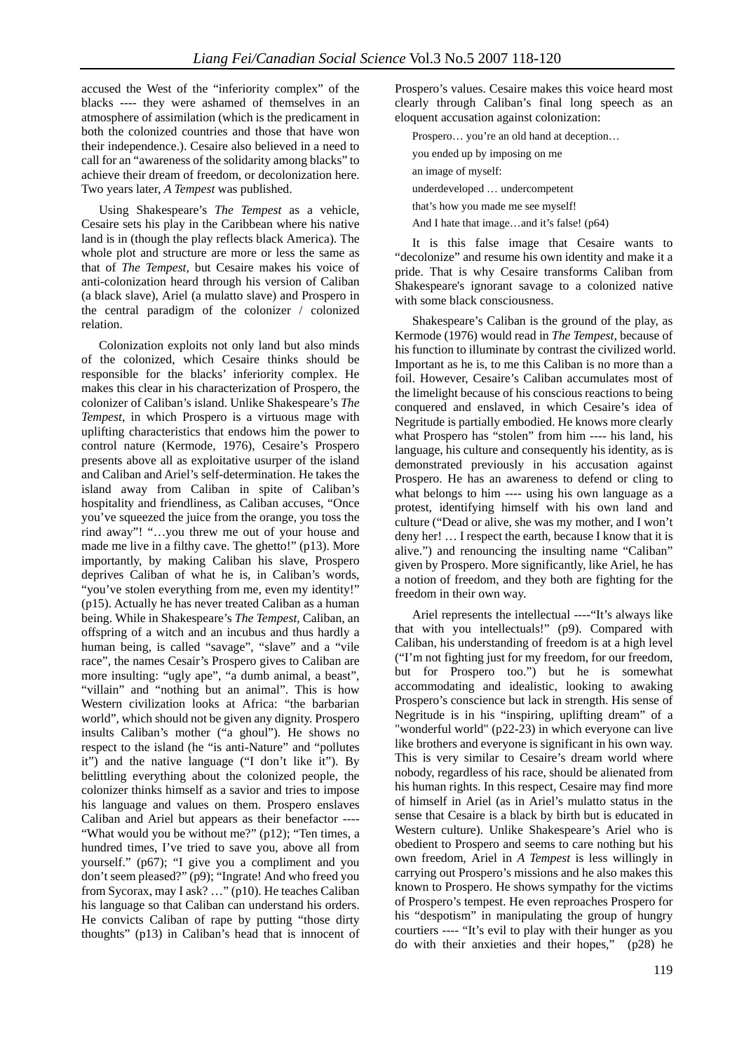accused the West of the "inferiority complex" of the blacks ---- they were ashamed of themselves in an atmosphere of assimilation (which is the predicament in both the colonized countries and those that have won their independence.). Cesaire also believed in a need to call for an "awareness of the solidarity among blacks" to achieve their dream of freedom, or decolonization here. Two years later, *A Tempest* was published.

Using Shakespeare's *The Tempest* as a vehicle, Cesaire sets his play in the Caribbean where his native land is in (though the play reflects black America). The whole plot and structure are more or less the same as that of *The Tempest*, but Cesaire makes his voice of anti-colonization heard through his version of Caliban (a black slave), Ariel (a mulatto slave) and Prospero in the central paradigm of the colonizer / colonized relation.

Colonization exploits not only land but also minds of the colonized, which Cesaire thinks should be responsible for the blacks' inferiority complex. He makes this clear in his characterization of Prospero, the colonizer of Caliban's island. Unlike Shakespeare's *The Tempest*, in which Prospero is a virtuous mage with uplifting characteristics that endows him the power to control nature (Kermode, 1976), Cesaire's Prospero presents above all as exploitative usurper of the island and Caliban and Ariel's self-determination. He takes the island away from Caliban in spite of Caliban's hospitality and friendliness, as Caliban accuses, "Once you've squeezed the juice from the orange, you toss the rind away"! "…you threw me out of your house and made me live in a filthy cave. The ghetto!" (p13). More importantly, by making Caliban his slave, Prospero deprives Caliban of what he is, in Caliban's words, "you've stolen everything from me, even my identity!" (p15). Actually he has never treated Caliban as a human being. While in Shakespeare's *The Tempest*, Caliban, an offspring of a witch and an incubus and thus hardly a human being, is called "savage", "slave" and a "vile race", the names Cesair's Prospero gives to Caliban are more insulting: "ugly ape", "a dumb animal, a beast", "villain" and "nothing but an animal". This is how Western civilization looks at Africa: "the barbarian world", which should not be given any dignity. Prospero insults Caliban's mother ("a ghoul"). He shows no respect to the island (he "is anti-Nature" and "pollutes it") and the native language ("I don't like it"). By belittling everything about the colonized people, the colonizer thinks himself as a savior and tries to impose his language and values on them. Prospero enslaves Caliban and Ariel but appears as their benefactor ---- "What would you be without me?" (p12); "Ten times, a hundred times, I've tried to save you, above all from yourself." (p67); "I give you a compliment and you don't seem pleased?" (p9); "Ingrate! And who freed you from Sycorax, may I ask? …" (p10). He teaches Caliban his language so that Caliban can understand his orders. He convicts Caliban of rape by putting "those dirty thoughts" (p13) in Caliban's head that is innocent of Prospero's values. Cesaire makes this voice heard most clearly through Caliban's final long speech as an eloquent accusation against colonization:

> Prospero… you're an old hand at deception…
> you ended up by imposing on me
> an image of myself:
> underdeveloped … undercompetent
> that's how you made me see myself!
> And I hate that image…and it's false! (p64)

It is this false image that Cesaire wants to "decolonize" and resume his own identity and make it a pride. That is why Cesaire transforms Caliban from Shakespeare's ignorant savage to a colonized native with some black consciousness.

Shakespeare's Caliban is the ground of the play, as Kermode (1976) would read in *The Tempest*, because of his function to illuminate by contrast the civilized world. Important as he is, to me this Caliban is no more than a foil. However, Cesaire's Caliban accumulates most of the limelight because of his conscious reactions to being conquered and enslaved, in which Cesaire's idea of Negritude is partially embodied. He knows more clearly what Prospero has "stolen" from him ---- his land, his language, his culture and consequently his identity, as is demonstrated previously in his accusation against Prospero. He has an awareness to defend or cling to what belongs to him ---- using his own language as a protest, identifying himself with his own land and culture ("Dead or alive, she was my mother, and I won't deny her! … I respect the earth, because I know that it is alive.") and renouncing the insulting name "Caliban" given by Prospero. More significantly, like Ariel, he has a notion of freedom, and they both are fighting for the freedom in their own way.

Ariel represents the intellectual ----"It's always like that with you intellectuals!" (p9). Compared with Caliban, his understanding of freedom is at a high level ("I'm not fighting just for my freedom, for our freedom, but for Prospero too.") but he is somewhat accommodating and idealistic, looking to awaking Prospero's conscience but lack in strength. His sense of Negritude is in his "inspiring, uplifting dream" of a "wonderful world" (p22-23) in which everyone can live like brothers and everyone is significant in his own way. This is very similar to Cesaire's dream world where nobody, regardless of his race, should be alienated from his human rights. In this respect, Cesaire may find more of himself in Ariel (as in Ariel's mulatto status in the sense that Cesaire is a black by birth but is educated in Western culture). Unlike Shakespeare's Ariel who is obedient to Prospero and seems to care nothing but his own freedom, Ariel in *A Tempest* is less willingly in carrying out Prospero's missions and he also makes this known to Prospero. He shows sympathy for the victims of Prospero's tempest. He even reproaches Prospero for his "despotism" in manipulating the group of hungry courtiers ---- "It's evil to play with their hunger as you do with their anxieties and their hopes," (p28) he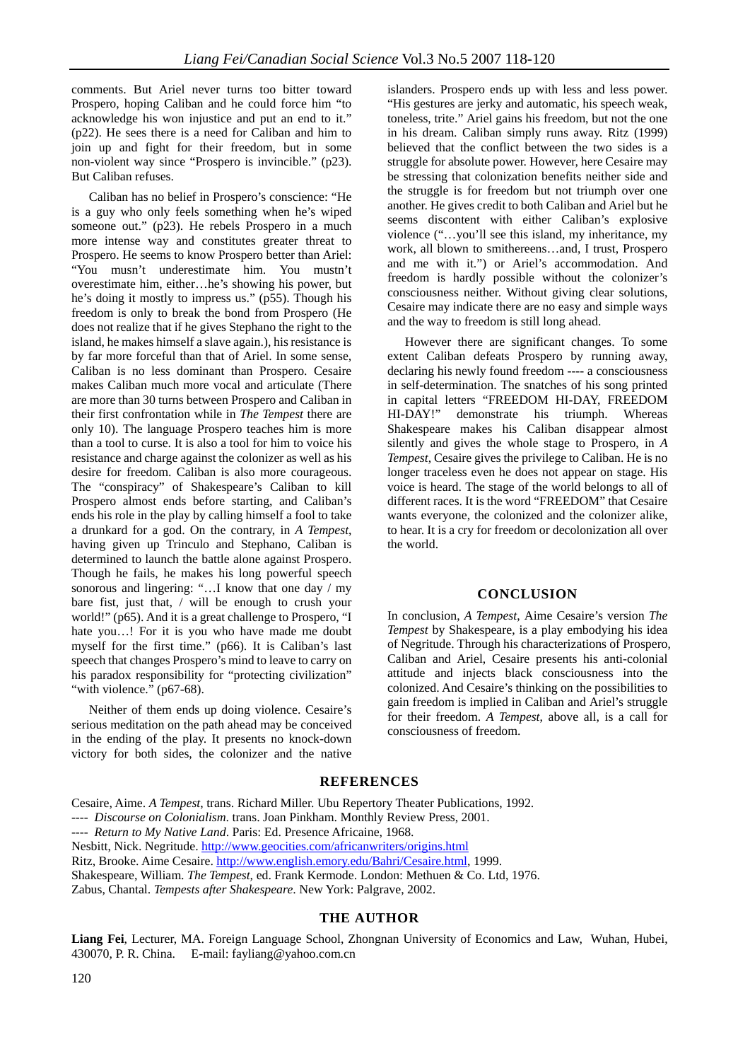comments. But Ariel never turns too bitter toward Prospero, hoping Caliban and he could force him "to acknowledge his won injustice and put an end to it." (p22). He sees there is a need for Caliban and him to join up and fight for their freedom, but in some non-violent way since "Prospero is invincible." (p23). But Caliban refuses.

Caliban has no belief in Prospero's conscience: "He is a guy who only feels something when he's wiped someone out." (p23). He rebels Prospero in a much more intense way and constitutes greater threat to Prospero. He seems to know Prospero better than Ariel: "You musn't underestimate him. You mustn't overestimate him, either…he's showing his power, but he's doing it mostly to impress us." (p55). Though his freedom is only to break the bond from Prospero (He does not realize that if he gives Stephano the right to the island, he makes himself a slave again.), his resistance is by far more forceful than that of Ariel. In some sense, Caliban is no less dominant than Prospero. Cesaire makes Caliban much more vocal and articulate (There are more than 30 turns between Prospero and Caliban in their first confrontation while in *The Tempest* there are only 10). The language Prospero teaches him is more than a tool to curse. It is also a tool for him to voice his resistance and charge against the colonizer as well as his desire for freedom. Caliban is also more courageous. The "conspiracy" of Shakespeare's Caliban to kill Prospero almost ends before starting, and Caliban's ends his role in the play by calling himself a fool to take a drunkard for a god. On the contrary, in *A Tempest*, having given up Trinculo and Stephano, Caliban is determined to launch the battle alone against Prospero. Though he fails, he makes his long powerful speech sonorous and lingering: "…I know that one day / my bare fist, just that, / will be enough to crush your world!" (p65). And it is a great challenge to Prospero, "I hate you…! For it is you who have made me doubt myself for the first time." (p66). It is Caliban's last speech that changes Prospero's mind to leave to carry on his paradox responsibility for "protecting civilization" "with violence." (p67-68).

Neither of them ends up doing violence. Cesaire's serious meditation on the path ahead may be conceived in the ending of the play. It presents no knock-down victory for both sides, the colonizer and the native islanders. Prospero ends up with less and less power. "His gestures are jerky and automatic, his speech weak, toneless, trite." Ariel gains his freedom, but not the one in his dream. Caliban simply runs away. Ritz (1999) believed that the conflict between the two sides is a struggle for absolute power. However, here Cesaire may be stressing that colonization benefits neither side and the struggle is for freedom but not triumph over one another. He gives credit to both Caliban and Ariel but he seems discontent with either Caliban's explosive violence ("…you'll see this island, my inheritance, my work, all blown to smithereens…and, I trust, Prospero and me with it.") or Ariel's accommodation. And freedom is hardly possible without the colonizer's consciousness neither. Without giving clear solutions, Cesaire may indicate there are no easy and simple ways and the way to freedom is still long ahead.

However there are significant changes. To some extent Caliban defeats Prospero by running away, declaring his newly found freedom ---- a consciousness in self-determination. The snatches of his song printed in capital letters "FREEDOM HI-DAY, FREEDOM HI-DAY!" demonstrate his triumph. Whereas Shakespeare makes his Caliban disappear almost silently and gives the whole stage to Prospero, in *A Tempest*, Cesaire gives the privilege to Caliban. He is no longer traceless even he does not appear on stage. His voice is heard. The stage of the world belongs to all of different races. It is the word "FREEDOM" that Cesaire wants everyone, the colonized and the colonizer alike, to hear. It is a cry for freedom or decolonization all over the world.

## CONCLUSION

In conclusion, *A Tempest*, Aime Cesaire's version *The Tempest* by Shakespeare, is a play embodying his idea of Negritude. Through his characterizations of Prospero, Caliban and Ariel, Cesaire presents his anti-colonial attitude and injects black consciousness into the colonized. And Cesaire's thinking on the possibilities to gain freedom is implied in Caliban and Ariel's struggle for their freedom. *A Tempest*, above all, is a call for consciousness of freedom.

## REFERENCES

Cesaire, Aime. *A Tempest*, trans. Richard Miller. Ubu Repertory Theater Publications, 1992.

---- *Discourse on Colonialism*. trans. Joan Pinkham. Monthly Review Press, 2001.

---- *Return to My Native Land*. Paris: Ed. Presence Africaine, 1968.

Nesbitt, Nick. Negritude. http://www.geocities.com/africanwriters/origins.html

Ritz, Brooke. Aime Cesaire. http://www.english.emory.edu/Bahri/Cesaire.html, 1999.

Shakespeare, William. *The Tempest*, ed. Frank Kermode. London: Methuen & Co. Ltd, 1976.

Zabus, Chantal. *Tempests after Shakespeare*. New York: Palgrave, 2002.

## THE AUTHOR

**Liang Fei**, Lecturer, MA. Foreign Language School, Zhongnan University of Economics and Law, Wuhan, Hubei, 430070, P. R. China. E-mail: fayliang@yahoo.com.cn